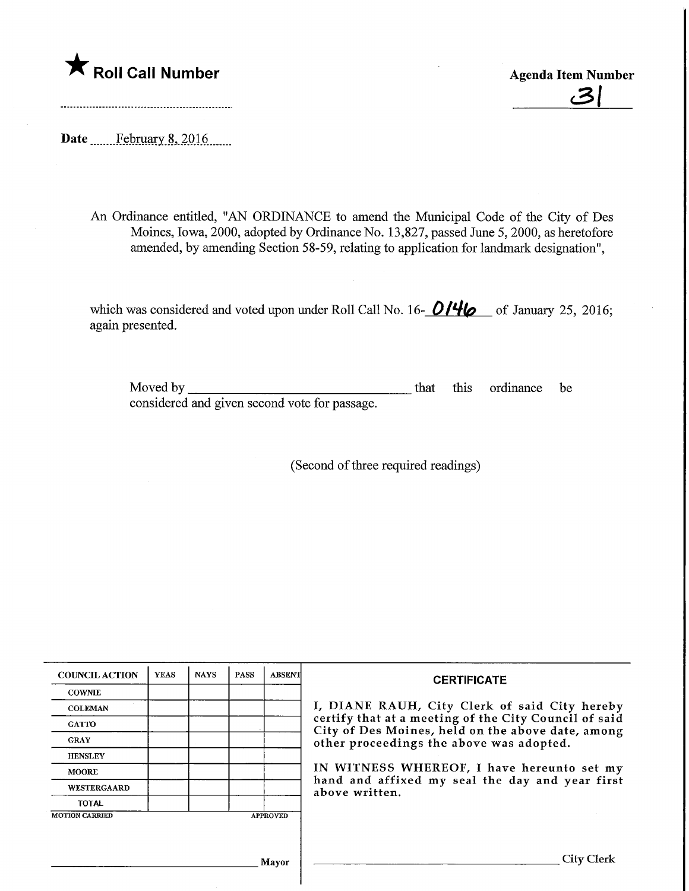★ **Roll Call Number**

**Agenda Item Number**

31

**Date** February 8, 2016

An Ordinance entitled, "AN ORDINANCE to amend the Municipal Code of the City of Des Moines, Iowa, 2000, adopted by Ordinance No. 13,827, passed June 5, 2000, as heretofore amended, by amending Section 58-59, relating to application for landmark designation",

which was considered and voted upon under Roll Call No. 16-0146 of January 25, 2016; again presented.

Moved by ______________________ that this ordinance be considered and given second vote for passage.

(Second of three required readings)

| COUNCIL ACTION | YEAS | NAYS | PASS | ABSENT |
|---|---|---|---|---|
| COWNIE | | | | |
| COLEMAN | | | | |
| GATTO | | | | |
| GRAY | | | | |
| HENSLEY | | | | |
| MOORE | | | | |
| WESTERGAARD | | | | |
| TOTAL | | | | |

MOTION CARRIED APPROVED

______________________ Mayor

**CERTIFICATE**

I, DIANE RAUH, City Clerk of said City hereby certify that at a meeting of the City Council of said City of Des Moines, held on the above date, among other proceedings the above was adopted.

IN WITNESS WHEREOF, I have hereunto set my hand and affixed my seal the day and year first above written.

______________________ City Clerk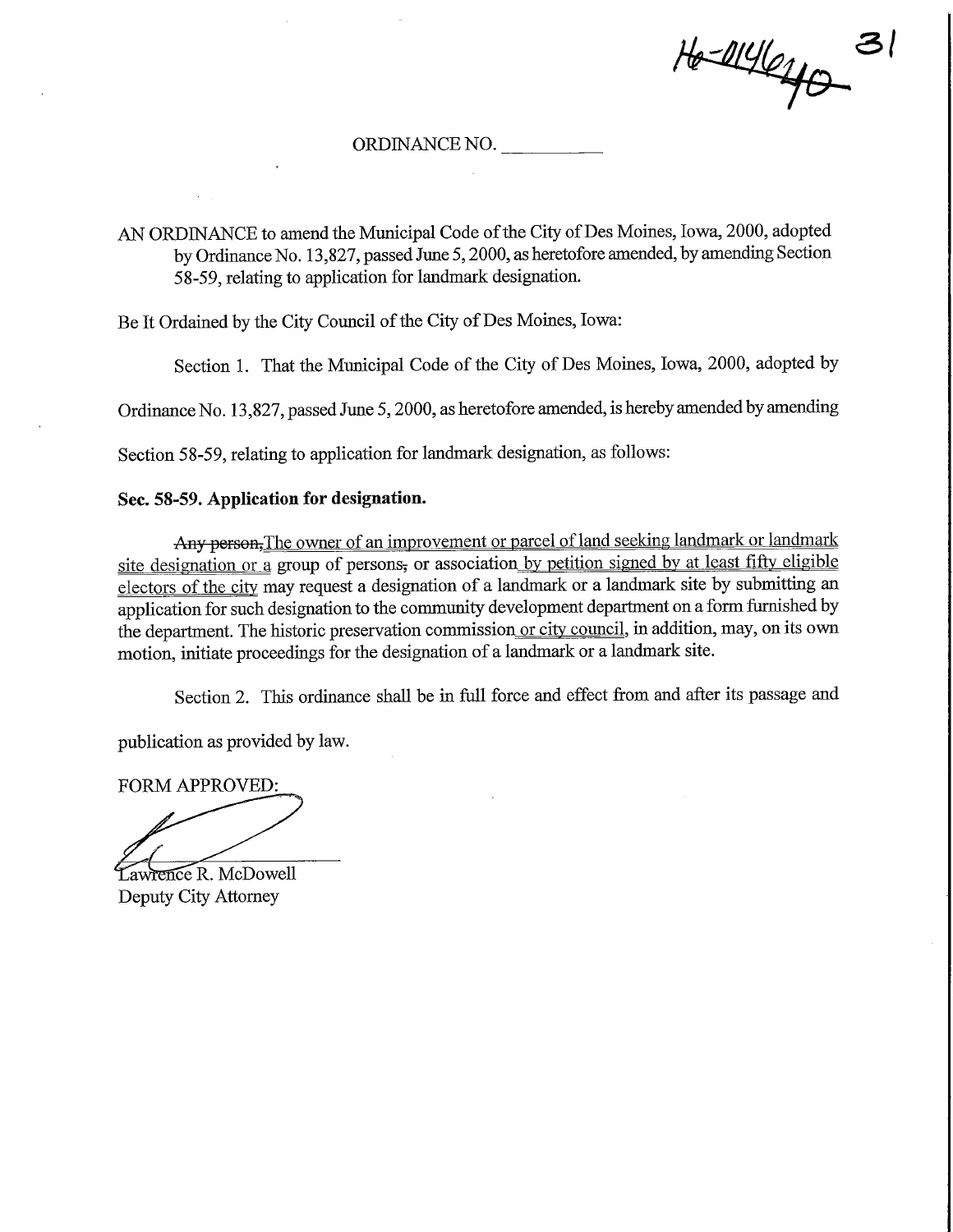Ho-0146140 31

ORDINANCE NO. __________

AN ORDINANCE to amend the Municipal Code of the City of Des Moines, Iowa, 2000, adopted by Ordinance No. 13,827, passed June 5, 2000, as heretofore amended, by amending Section 58-59, relating to application for landmark designation.

Be It Ordained by the City Council of the City of Des Moines, Iowa:

Section 1. That the Municipal Code of the City of Des Moines, Iowa, 2000, adopted by Ordinance No. 13,827, passed June 5, 2000, as heretofore amended, is hereby amended by amending Section 58-59, relating to application for landmark designation, as follows:

**Sec. 58-59. Application for designation.**

~~Any person,~~The owner of an improvement or parcel of land seeking landmark or landmark site designation or a group of persons~~,~~ or association by petition signed by at least fifty eligible electors of the city may request a designation of a landmark or a landmark site by submitting an application for such designation to the community development department on a form furnished by the department. The historic preservation commission or city council, in addition, may, on its own motion, initiate proceedings for the designation of a landmark or a landmark site.

Section 2. This ordinance shall be in full force and effect from and after its passage and publication as provided by law.

FORM APPROVED:

Lawrence R. McDowell
Deputy City Attorney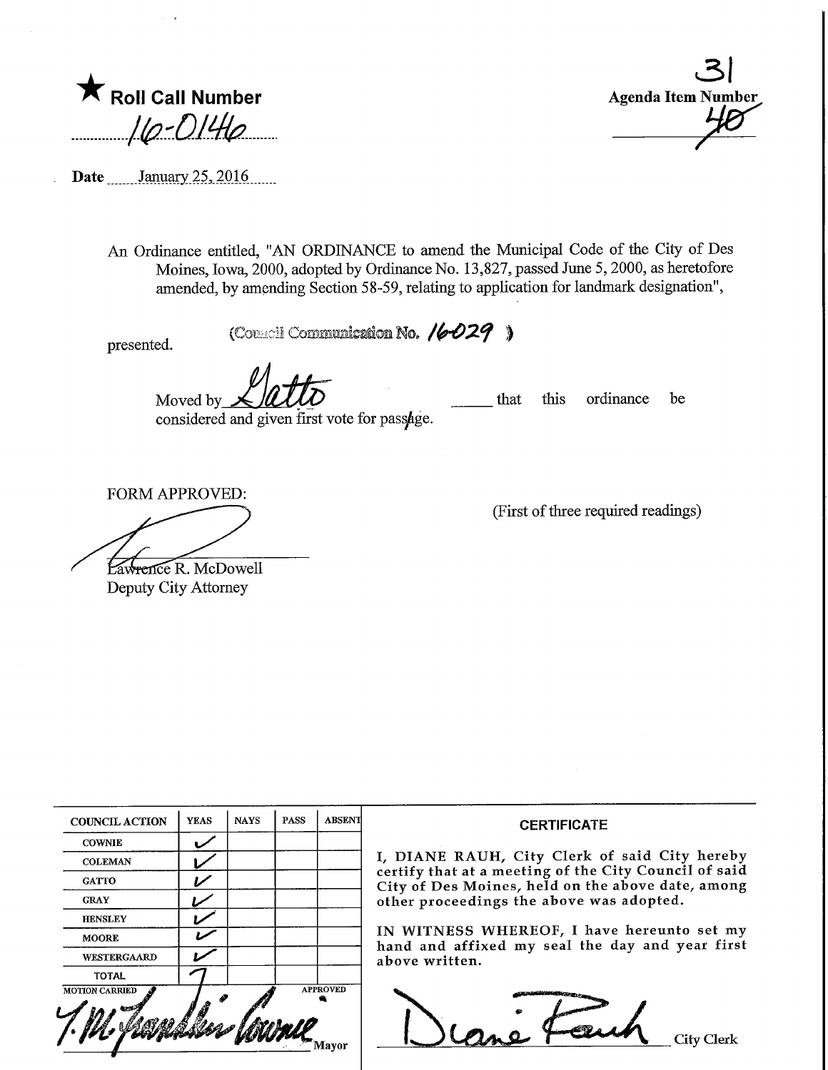★ **Roll Call Number**

16-0146

Date January 25, 2016

31

**Agenda Item Number**

40

An Ordinance entitled, "AN ORDINANCE to amend the Municipal Code of the City of Des Moines, Iowa, 2000, adopted by Ordinance No. 13,827, passed June 5, 2000, as heretofore amended, by amending Section 58-59, relating to application for landmark designation",

presented.

(Council Communication No. 16-029 )

Moved by Gatto that this ordinance be considered and given first vote for passage.

FORM APPROVED:

Lawrence R. McDowell
Deputy City Attorney

(First of three required readings)

| COUNCIL ACTION | YEAS | NAYS | PASS | ABSENT |
|---|---|---|---|---|
| COWNIE | ✓ | | | |
| COLEMAN | ✓ | | | |
| GATTO | ✓ | | | |
| GRAY | ✓ | | | |
| HENSLEY | ✓ | | | |
| MOORE | ✓ | | | |
| WESTERGAARD | ✓ | | | |
| TOTAL | 7 | | | |

MOTION CARRIED APPROVED

T.M. Franklin Cownie
Mayor

**CERTIFICATE**

I, DIANE RAUH, City Clerk of said City hereby certify that at a meeting of the City Council of said City of Des Moines, held on the above date, among other proceedings the above was adopted.

IN WITNESS WHEREOF, I have hereunto set my hand and affixed my seal the day and year first above written.

Diane Rauh
City Clerk